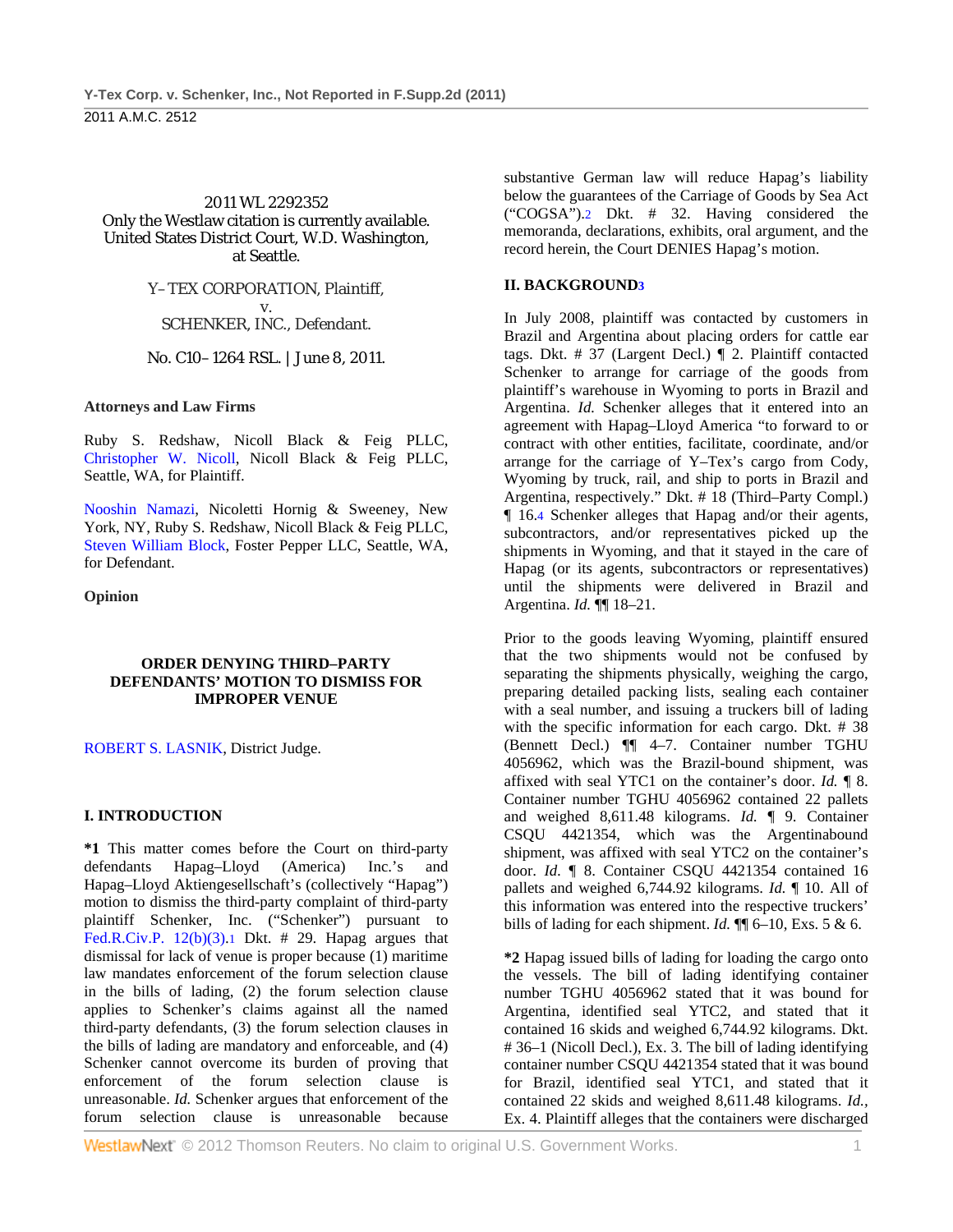2011 WL 2292352
Only the Westlaw citation is currently available.
United States District Court, W.D. Washington, at Seattle.

Y–TEX CORPORATION, Plaintiff,
v.
SCHENKER, INC., Defendant.

No. C10–1264 RSL. | June 8, 2011.

**Attorneys and Law Firms**

Ruby S. Redshaw, Nicoll Black & Feig PLLC, Christopher W. Nicoll, Nicoll Black & Feig PLLC, Seattle, WA, for Plaintiff.

Nooshin Namazi, Nicoletti Hornig & Sweeney, New York, NY, Ruby S. Redshaw, Nicoll Black & Feig PLLC, Steven William Block, Foster Pepper LLC, Seattle, WA, for Defendant.

**Opinion**

**ORDER DENYING THIRD–PARTY DEFENDANTS' MOTION TO DISMISS FOR IMPROPER VENUE**

ROBERT S. LASNIK, District Judge.

## I. INTRODUCTION

**\*1** This matter comes before the Court on third-party defendants Hapag–Lloyd (America) Inc.'s and Hapag–Lloyd Aktiengesellschaft's (collectively "Hapag") motion to dismiss the third-party complaint of third-party plaintiff Schenker, Inc. ("Schenker") pursuant to Fed.R.Civ.P. 12(b)(3).[1] Dkt. # 29. Hapag argues that dismissal for lack of venue is proper because (1) maritime law mandates enforcement of the forum selection clause in the bills of lading, (2) the forum selection clause applies to Schenker's claims against all the named third-party defendants, (3) the forum selection clauses in the bills of lading are mandatory and enforceable, and (4) Schenker cannot overcome its burden of proving that enforcement of the forum selection clause is unreasonable. *Id.* Schenker argues that enforcement of the forum selection clause is unreasonable because substantive German law will reduce Hapag's liability below the guarantees of the Carriage of Goods by Sea Act ("COGSA").[2] Dkt. # 32. Having considered the memoranda, declarations, exhibits, oral argument, and the record herein, the Court DENIES Hapag's motion.

## II. BACKGROUND[3]

In July 2008, plaintiff was contacted by customers in Brazil and Argentina about placing orders for cattle ear tags. Dkt. # 37 (Largent Decl.) ¶ 2. Plaintiff contacted Schenker to arrange for carriage of the goods from plaintiff's warehouse in Wyoming to ports in Brazil and Argentina. *Id.* Schenker alleges that it entered into an agreement with Hapag–Lloyd America "to forward to or contract with other entities, facilitate, coordinate, and/or arrange for the carriage of Y–Tex's cargo from Cody, Wyoming by truck, rail, and ship to ports in Brazil and Argentina, respectively." Dkt. # 18 (Third–Party Compl.) ¶ 16.[4] Schenker alleges that Hapag and/or their agents, subcontractors, and/or representatives picked up the shipments in Wyoming, and that it stayed in the care of Hapag (or its agents, subcontractors or representatives) until the shipments were delivered in Brazil and Argentina. *Id.* ¶¶ 18–21.

Prior to the goods leaving Wyoming, plaintiff ensured that the two shipments would not be confused by separating the shipments physically, weighing the cargo, preparing detailed packing lists, sealing each container with a seal number, and issuing a truckers bill of lading with the specific information for each cargo. Dkt. # 38 (Bennett Decl.) ¶¶ 4–7. Container number TGHU 4056962, which was the Brazil-bound shipment, was affixed with seal YTC1 on the container's door. *Id.* ¶ 8. Container number TGHU 4056962 contained 22 pallets and weighed 8,611.48 kilograms. *Id.* ¶ 9. Container CSQU 4421354, which was the Argentinabound shipment, was affixed with seal YTC2 on the container's door. *Id.* ¶ 8. Container CSQU 4421354 contained 16 pallets and weighed 6,744.92 kilograms. *Id.* ¶ 10. All of this information was entered into the respective truckers' bills of lading for each shipment. *Id.* ¶¶ 6–10, Exs. 5 & 6.

**\*2** Hapag issued bills of lading for loading the cargo onto the vessels. The bill of lading identifying container number TGHU 4056962 stated that it was bound for Argentina, identified seal YTC2, and stated that it contained 16 skids and weighed 6,744.92 kilograms. Dkt. # 36–1 (Nicoll Decl.), Ex. 3. The bill of lading identifying container number CSQU 4421354 stated that it was bound for Brazil, identified seal YTC1, and stated that it contained 22 skids and weighed 8,611.48 kilograms. *Id.*, Ex. 4. Plaintiff alleges that the containers were discharged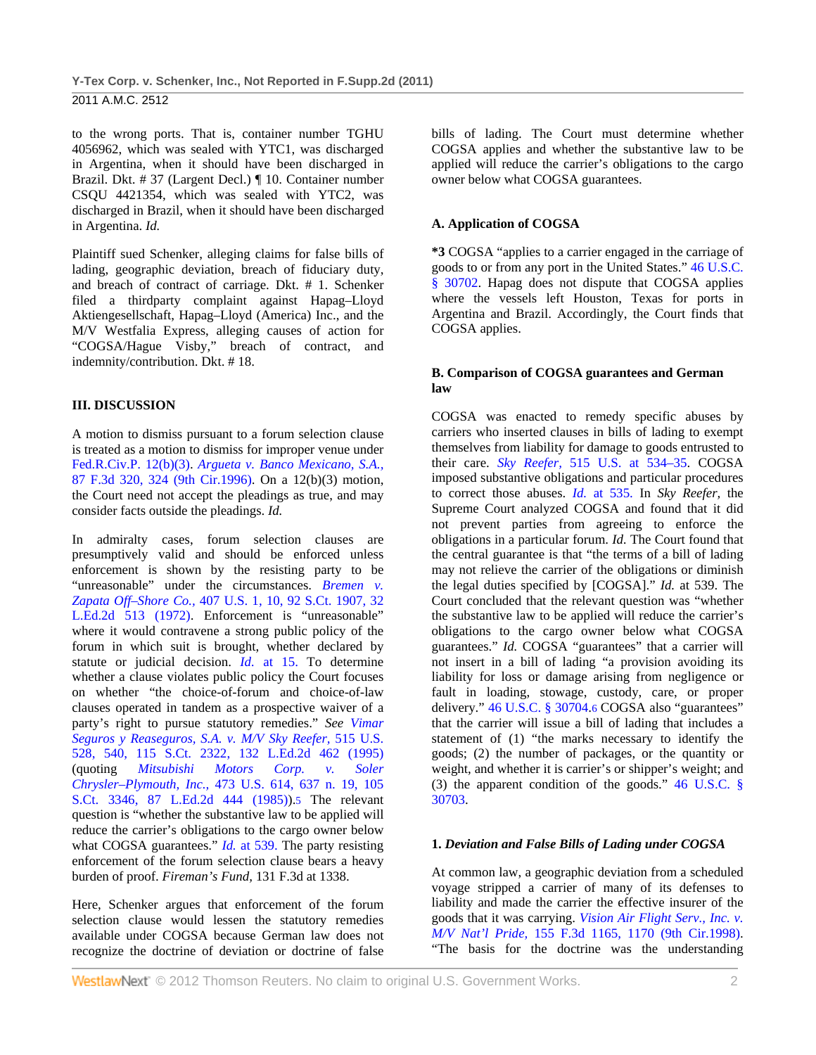to the wrong ports. That is, container number TGHU 4056962, which was sealed with YTC1, was discharged in Argentina, when it should have been discharged in Brazil. Dkt. # 37 (Largent Decl.) ¶ 10. Container number CSQU 4421354, which was sealed with YTC2, was discharged in Brazil, when it should have been discharged in Argentina. *Id.*

Plaintiff sued Schenker, alleging claims for false bills of lading, geographic deviation, breach of fiduciary duty, and breach of contract of carriage. Dkt. # 1. Schenker filed a thirdparty complaint against Hapag–Lloyd Aktiengesellschaft, Hapag–Lloyd (America) Inc., and the M/V Westfalia Express, alleging causes of action for "COGSA/Hague Visby," breach of contract, and indemnity/contribution. Dkt. # 18.

## III. DISCUSSION

A motion to dismiss pursuant to a forum selection clause is treated as a motion to dismiss for improper venue under Fed.R.Civ.P. 12(b)(3). *Argueta v. Banco Mexicano, S.A.,* 87 F.3d 320, 324 (9th Cir.1996). On a 12(b)(3) motion, the Court need not accept the pleadings as true, and may consider facts outside the pleadings. *Id.*

In admiralty cases, forum selection clauses are presumptively valid and should be enforced unless enforcement is shown by the resisting party to be "unreasonable" under the circumstances. *Bremen v. Zapata Off–Shore Co.,* 407 U.S. 1, 10, 92 S.Ct. 1907, 32 L.Ed.2d 513 (1972). Enforcement is "unreasonable" where it would contravene a strong public policy of the forum in which suit is brought, whether declared by statute or judicial decision. *Id.* at 15. To determine whether a clause violates public policy the Court focuses on whether "the choice-of-forum and choice-of-law clauses operated in tandem as a prospective waiver of a party's right to pursue statutory remedies." *See Vimar Seguros y Reaseguros, S.A. v. M/V Sky Reefer,* 515 U.S. 528, 540, 115 S.Ct. 2322, 132 L.Ed.2d 462 (1995) (quoting *Mitsubishi Motors Corp. v. Soler Chrysler–Plymouth, Inc.,* 473 U.S. 614, 637 n. 19, 105 S.Ct. 3346, 87 L.Ed.2d 444 (1985)).[5] The relevant question is "whether the substantive law to be applied will reduce the carrier's obligations to the cargo owner below what COGSA guarantees." *Id.* at 539. The party resisting enforcement of the forum selection clause bears a heavy burden of proof. *Fireman's Fund,* 131 F.3d at 1338.

Here, Schenker argues that enforcement of the forum selection clause would lessen the statutory remedies available under COGSA because German law does not recognize the doctrine of deviation or doctrine of false bills of lading. The Court must determine whether COGSA applies and whether the substantive law to be applied will reduce the carrier's obligations to the cargo owner below what COGSA guarantees.

### A. Application of COGSA

**\*3** COGSA "applies to a carrier engaged in the carriage of goods to or from any port in the United States." 46 U.S.C. § 30702. Hapag does not dispute that COGSA applies where the vessels left Houston, Texas for ports in Argentina and Brazil. Accordingly, the Court finds that COGSA applies.

### B. Comparison of COGSA guarantees and German law

COGSA was enacted to remedy specific abuses by carriers who inserted clauses in bills of lading to exempt themselves from liability for damage to goods entrusted to their care. *Sky Reefer,* 515 U.S. at 534–35. COGSA imposed substantive obligations and particular procedures to correct those abuses. *Id.* at 535. In *Sky Reefer,* the Supreme Court analyzed COGSA and found that it did not prevent parties from agreeing to enforce the obligations in a particular forum. *Id.* The Court found that the central guarantee is that "the terms of a bill of lading may not relieve the carrier of the obligations or diminish the legal duties specified by [COGSA]." *Id.* at 539. The Court concluded that the relevant question was "whether the substantive law to be applied will reduce the carrier's obligations to the cargo owner below what COGSA guarantees." *Id.* COGSA "guarantees" that a carrier will not insert in a bill of lading "a provision avoiding its liability for loss or damage arising from negligence or fault in loading, stowage, custody, care, or proper delivery." 46 U.S.C. § 30704.[6] COGSA also "guarantees" that the carrier will issue a bill of lading that includes a statement of (1) "the marks necessary to identify the goods; (2) the number of packages, or the quantity or weight, and whether it is carrier's or shipper's weight; and (3) the apparent condition of the goods." 46 U.S.C. § 30703.

#### 1. *Deviation and False Bills of Lading under COGSA*

At common law, a geographic deviation from a scheduled voyage stripped a carrier of many of its defenses to liability and made the carrier the effective insurer of the goods that it was carrying. *Vision Air Flight Serv., Inc. v. M/V Nat'l Pride,* 155 F.3d 1165, 1170 (9th Cir.1998). "The basis for the doctrine was the understanding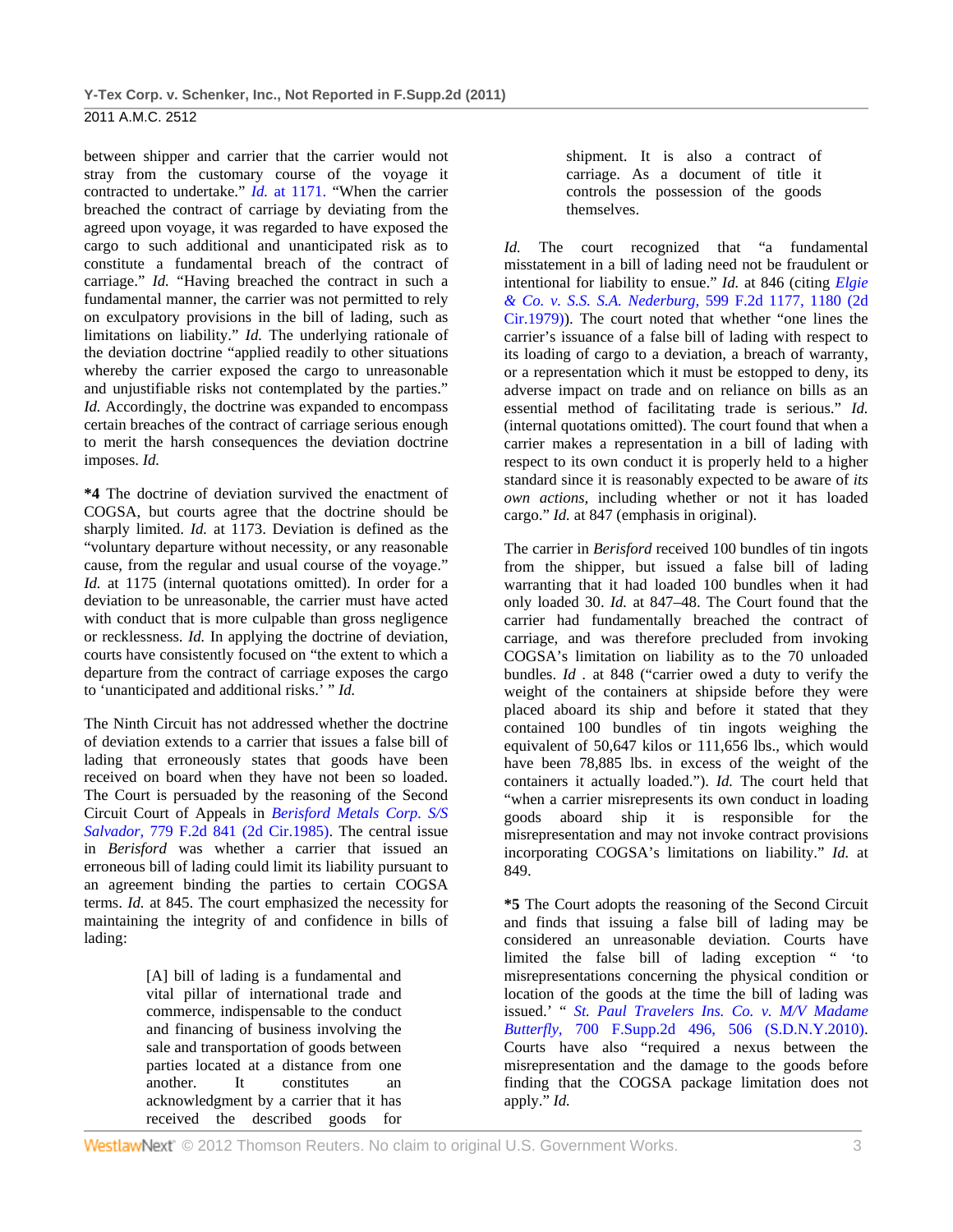between shipper and carrier that the carrier would not stray from the customary course of the voyage it contracted to undertake." *Id.* at 1171. "When the carrier breached the contract of carriage by deviating from the agreed upon voyage, it was regarded to have exposed the cargo to such additional and unanticipated risk as to constitute a fundamental breach of the contract of carriage." *Id.* "Having breached the contract in such a fundamental manner, the carrier was not permitted to rely on exculpatory provisions in the bill of lading, such as limitations on liability." *Id.* The underlying rationale of the deviation doctrine "applied readily to other situations whereby the carrier exposed the cargo to unreasonable and unjustifiable risks not contemplated by the parties." *Id.* Accordingly, the doctrine was expanded to encompass certain breaches of the contract of carriage serious enough to merit the harsh consequences the deviation doctrine imposes. *Id.*

**\*4** The doctrine of deviation survived the enactment of COGSA, but courts agree that the doctrine should be sharply limited. *Id.* at 1173. Deviation is defined as the "voluntary departure without necessity, or any reasonable cause, from the regular and usual course of the voyage." *Id.* at 1175 (internal quotations omitted). In order for a deviation to be unreasonable, the carrier must have acted with conduct that is more culpable than gross negligence or recklessness. *Id.* In applying the doctrine of deviation, courts have consistently focused on "the extent to which a departure from the contract of carriage exposes the cargo to 'unanticipated and additional risks.' " *Id.*

The Ninth Circuit has not addressed whether the doctrine of deviation extends to a carrier that issues a false bill of lading that erroneously states that goods have been received on board when they have not been so loaded. The Court is persuaded by the reasoning of the Second Circuit Court of Appeals in *Berisford Metals Corp. S/S Salvador,* 779 F.2d 841 (2d Cir.1985). The central issue in *Berisford* was whether a carrier that issued an erroneous bill of lading could limit its liability pursuant to an agreement binding the parties to certain COGSA terms. *Id.* at 845. The court emphasized the necessity for maintaining the integrity of and confidence in bills of lading:

> [A] bill of lading is a fundamental and vital pillar of international trade and commerce, indispensable to the conduct and financing of business involving the sale and transportation of goods between parties located at a distance from one another. It constitutes an acknowledgment by a carrier that it has received the described goods for shipment. It is also a contract of carriage. As a document of title it controls the possession of the goods themselves.

*Id.* The court recognized that "a fundamental misstatement in a bill of lading need not be fraudulent or intentional for liability to ensue." *Id.* at 846 (citing *Elgie & Co. v. S.S. S.A. Nederburg,* 599 F.2d 1177, 1180 (2d Cir.1979)). The court noted that whether "one lines the carrier's issuance of a false bill of lading with respect to its loading of cargo to a deviation, a breach of warranty, or a representation which it must be estopped to deny, its adverse impact on trade and on reliance on bills as an essential method of facilitating trade is serious." *Id.* (internal quotations omitted). The court found that when a carrier makes a representation in a bill of lading with respect to its own conduct it is properly held to a higher standard since it is reasonably expected to be aware of *its own actions,* including whether or not it has loaded cargo." *Id.* at 847 (emphasis in original).

The carrier in *Berisford* received 100 bundles of tin ingots from the shipper, but issued a false bill of lading warranting that it had loaded 100 bundles when it had only loaded 30. *Id.* at 847–48. The Court found that the carrier had fundamentally breached the contract of carriage, and was therefore precluded from invoking COGSA's limitation on liability as to the 70 unloaded bundles. *Id* . at 848 ("carrier owed a duty to verify the weight of the containers at shipside before they were placed aboard its ship and before it stated that they contained 100 bundles of tin ingots weighing the equivalent of 50,647 kilos or 111,656 lbs., which would have been 78,885 lbs. in excess of the weight of the containers it actually loaded."). *Id.* The court held that "when a carrier misrepresents its own conduct in loading goods aboard ship it is responsible for the misrepresentation and may not invoke contract provisions incorporating COGSA's limitations on liability." *Id.* at 849.

**\*5** The Court adopts the reasoning of the Second Circuit and finds that issuing a false bill of lading may be considered an unreasonable deviation. Courts have limited the false bill of lading exception " 'to misrepresentations concerning the physical condition or location of the goods at the time the bill of lading was issued.' " *St. Paul Travelers Ins. Co. v. M/V Madame Butterfly,* 700 F.Supp.2d 496, 506 (S.D.N.Y.2010). Courts have also "required a nexus between the misrepresentation and the damage to the goods before finding that the COGSA package limitation does not apply." *Id.*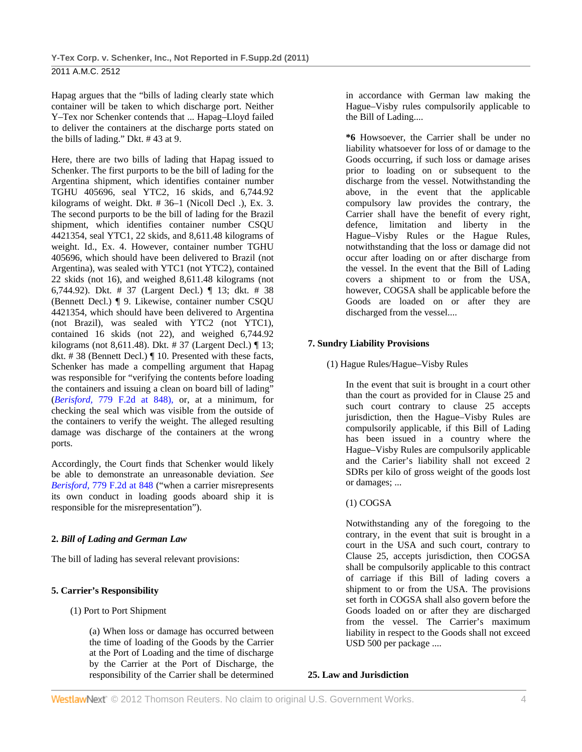Hapag argues that the "bills of lading clearly state which container will be taken to which discharge port. Neither Y–Tex nor Schenker contends that ... Hapag–Lloyd failed to deliver the containers at the discharge ports stated on the bills of lading." Dkt. # 43 at 9.

Here, there are two bills of lading that Hapag issued to Schenker. The first purports to be the bill of lading for the Argentina shipment, which identifies container number TGHU 405696, seal YTC2, 16 skids, and 6,744.92 kilograms of weight. Dkt. # 36–1 (Nicoll Decl .), Ex. 3. The second purports to be the bill of lading for the Brazil shipment, which identifies container number CSQU 4421354, seal YTC1, 22 skids, and 8,611.48 kilograms of weight. Id., Ex. 4. However, container number TGHU 405696, which should have been delivered to Brazil (not Argentina), was sealed with YTC1 (not YTC2), contained 22 skids (not 16), and weighed 8,611.48 kilograms (not 6,744.92). Dkt. # 37 (Largent Decl.) ¶ 13; dkt. # 38 (Bennett Decl.) ¶ 9. Likewise, container number CSQU 4421354, which should have been delivered to Argentina (not Brazil), was sealed with YTC2 (not YTC1), contained 16 skids (not 22), and weighed 6,744.92 kilograms (not 8,611.48). Dkt. # 37 (Largent Decl.) ¶ 13; dkt. # 38 (Bennett Decl.) ¶ 10. Presented with these facts, Schenker has made a compelling argument that Hapag was responsible for "verifying the contents before loading the containers and issuing a clean on board bill of lading" (*Berisford,* 779 F.2d at 848), or, at a minimum, for checking the seal which was visible from the outside of the containers to verify the weight. The alleged resulting damage was discharge of the containers at the wrong ports.

Accordingly, the Court finds that Schenker would likely be able to demonstrate an unreasonable deviation. *See Berisford,* 779 F.2d at 848 ("when a carrier misrepresents its own conduct in loading goods aboard ship it is responsible for the misrepresentation").

### 2. *Bill of Lading and German Law*

The bill of lading has several relevant provisions:

**5. Carrier's Responsibility**

> (1) Port to Port Shipment
>
> > (a) When loss or damage has occurred between the time of loading of the Goods by the Carrier at the Port of Loading and the time of discharge by the Carrier at the Port of Discharge, the responsibility of the Carrier shall be determined in accordance with German law making the Hague–Visby rules compulsorily applicable to the Bill of Lading....
> >
> > **\*6** Howsoever, the Carrier shall be under no liability whatsoever for loss of or damage to the Goods occurring, if such loss or damage arises prior to loading on or subsequent to the discharge from the vessel. Notwithstanding the above, in the event that the applicable compulsory law provides the contrary, the Carrier shall have the benefit of every right, defence, limitation and liberty in the Hague–Visby Rules or the Hague Rules, notwithstanding that the loss or damage did not occur after loading on or after discharge from the vessel. In the event that the Bill of Lading covers a shipment to or from the USA, however, COGSA shall be applicable before the Goods are loaded on or after they are discharged from the vessel....

**7. Sundry Liability Provisions**

> (1) Hague Rules/Hague–Visby Rules
>
> > In the event that suit is brought in a court other than the court as provided for in Clause 25 and such court contrary to clause 25 accepts jurisdiction, then the Hague–Visby Rules are compulsorily applicable, if this Bill of Lading has been issued in a country where the Hague–Visby Rules are compulsorily applicable and the Carier's liability shall not exceed 2 SDRs per kilo of gross weight of the goods lost or damages; ...
> >
> > (1) COGSA
> >
> > Notwithstanding any of the foregoing to the contrary, in the event that suit is brought in a court in the USA and such court, contrary to Clause 25, accepts jurisdiction, then COGSA shall be compulsorily applicable to this contract of carriage if this Bill of lading covers a shipment to or from the USA. The provisions set forth in COGSA shall also govern before the Goods loaded on or after they are discharged from the vessel. The Carrier's maximum liability in respect to the Goods shall not exceed USD 500 per package ....

**25. Law and Jurisdiction**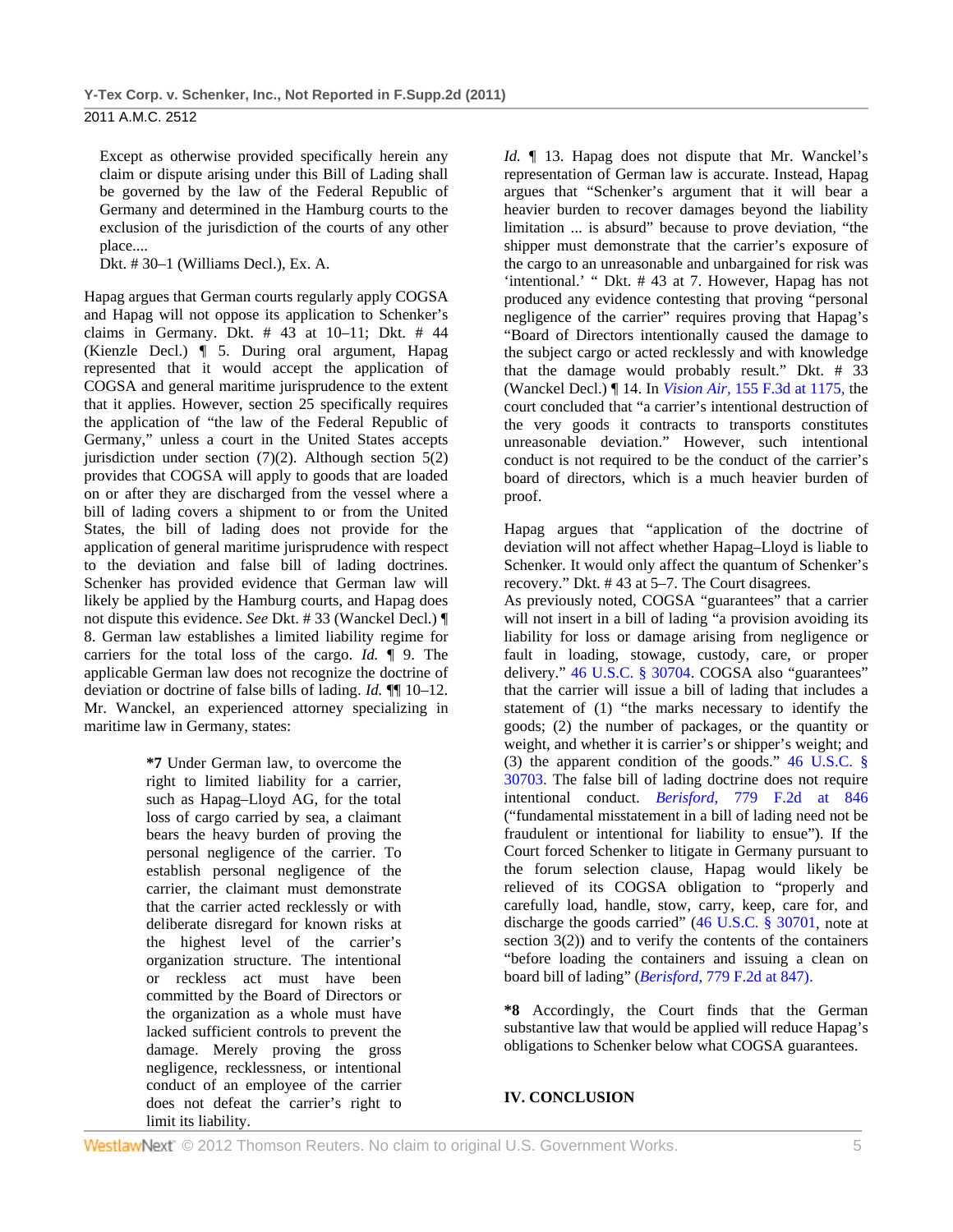> Except as otherwise provided specifically herein any claim or dispute arising under this Bill of Lading shall be governed by the law of the Federal Republic of Germany and determined in the Hamburg courts to the exclusion of the jurisdiction of the courts of any other place....
>
> Dkt. # 30–1 (Williams Decl.), Ex. A.

Hapag argues that German courts regularly apply COGSA and Hapag will not oppose its application to Schenker's claims in Germany. Dkt. # 43 at 10–11; Dkt. # 44 (Kienzle Decl.) ¶ 5. During oral argument, Hapag represented that it would accept the application of COGSA and general maritime jurisprudence to the extent that it applies. However, section 25 specifically requires the application of "the law of the Federal Republic of Germany," unless a court in the United States accepts jurisdiction under section (7)(2). Although section 5(2) provides that COGSA will apply to goods that are loaded on or after they are discharged from the vessel where a bill of lading covers a shipment to or from the United States, the bill of lading does not provide for the application of general maritime jurisprudence with respect to the deviation and false bill of lading doctrines. Schenker has provided evidence that German law will likely be applied by the Hamburg courts, and Hapag does not dispute this evidence. *See* Dkt. # 33 (Wanckel Decl.) ¶ 8. German law establishes a limited liability regime for carriers for the total loss of the cargo. *Id.* ¶ 9. The applicable German law does not recognize the doctrine of deviation or doctrine of false bills of lading. *Id.* ¶¶ 10–12. Mr. Wanckel, an experienced attorney specializing in maritime law in Germany, states:

> **\*7** Under German law, to overcome the right to limited liability for a carrier, such as Hapag–Lloyd AG, for the total loss of cargo carried by sea, a claimant bears the heavy burden of proving the personal negligence of the carrier. To establish personal negligence of the carrier, the claimant must demonstrate that the carrier acted recklessly or with deliberate disregard for known risks at the highest level of the carrier's organization structure. The intentional or reckless act must have been committed by the Board of Directors or the organization as a whole must have lacked sufficient controls to prevent the damage. Merely proving the gross negligence, recklessness, or intentional conduct of an employee of the carrier does not defeat the carrier's right to limit its liability.

*Id.* ¶ 13. Hapag does not dispute that Mr. Wanckel's representation of German law is accurate. Instead, Hapag argues that "Schenker's argument that it will bear a heavier burden to recover damages beyond the liability limitation ... is absurd" because to prove deviation, "the shipper must demonstrate that the carrier's exposure of the cargo to an unreasonable and unbargained for risk was 'intentional.' " Dkt. # 43 at 7. However, Hapag has not produced any evidence contesting that proving "personal negligence of the carrier" requires proving that Hapag's "Board of Directors intentionally caused the damage to the subject cargo or acted recklessly and with knowledge that the damage would probably result." Dkt. # 33 (Wanckel Decl.) ¶ 14. In *Vision Air,* 155 F.3d at 1175, the court concluded that "a carrier's intentional destruction of the very goods it contracts to transports constitutes unreasonable deviation." However, such intentional conduct is not required to be the conduct of the carrier's board of directors, which is a much heavier burden of proof.

Hapag argues that "application of the doctrine of deviation will not affect whether Hapag–Lloyd is liable to Schenker. It would only affect the quantum of Schenker's recovery." Dkt. # 43 at 5–7. The Court disagrees.
As previously noted, COGSA "guarantees" that a carrier will not insert in a bill of lading "a provision avoiding its liability for loss or damage arising from negligence or fault in loading, stowage, custody, care, or proper delivery." 46 U.S.C. § 30704. COGSA also "guarantees" that the carrier will issue a bill of lading that includes a statement of (1) "the marks necessary to identify the goods; (2) the number of packages, or the quantity or weight, and whether it is carrier's or shipper's weight; and (3) the apparent condition of the goods." 46 U.S.C. § 30703. The false bill of lading doctrine does not require intentional conduct. *Berisford,* 779 F.2d at 846 ("fundamental misstatement in a bill of lading need not be fraudulent or intentional for liability to ensue"). If the Court forced Schenker to litigate in Germany pursuant to the forum selection clause, Hapag would likely be relieved of its COGSA obligation to "properly and carefully load, handle, stow, carry, keep, care for, and discharge the goods carried" (46 U.S.C. § 30701, note at section 3(2)) and to verify the contents of the containers "before loading the containers and issuing a clean on board bill of lading" (*Berisford,* 779 F.2d at 847).

**\*8** Accordingly, the Court finds that the German substantive law that would be applied will reduce Hapag's obligations to Schenker below what COGSA guarantees.

## IV. CONCLUSION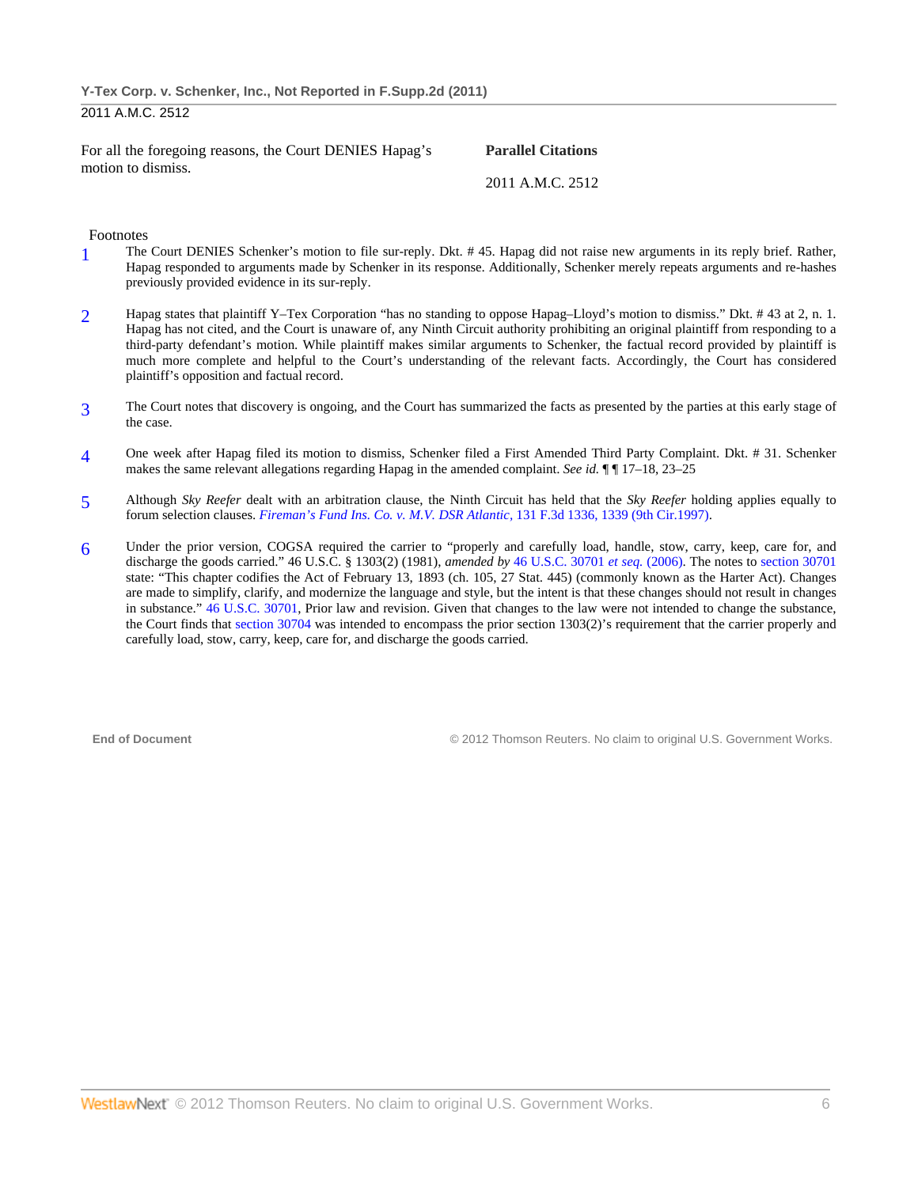For all the foregoing reasons, the Court DENIES Hapag's motion to dismiss.

**Parallel Citations**

2011 A.M.C. 2512

Footnotes

1 The Court DENIES Schenker's motion to file sur-reply. Dkt. # 45. Hapag did not raise new arguments in its reply brief. Rather, Hapag responded to arguments made by Schenker in its response. Additionally, Schenker merely repeats arguments and re-hashes previously provided evidence in its sur-reply.

2 Hapag states that plaintiff Y–Tex Corporation "has no standing to oppose Hapag–Lloyd's motion to dismiss." Dkt. # 43 at 2, n. 1. Hapag has not cited, and the Court is unaware of, any Ninth Circuit authority prohibiting an original plaintiff from responding to a third-party defendant's motion. While plaintiff makes similar arguments to Schenker, the factual record provided by plaintiff is much more complete and helpful to the Court's understanding of the relevant facts. Accordingly, the Court has considered plaintiff's opposition and factual record.

3 The Court notes that discovery is ongoing, and the Court has summarized the facts as presented by the parties at this early stage of the case.

4 One week after Hapag filed its motion to dismiss, Schenker filed a First Amended Third Party Complaint. Dkt. # 31. Schenker makes the same relevant allegations regarding Hapag in the amended complaint. *See id.* ¶ ¶ 17–18, 23–25

5 Although *Sky Reefer* dealt with an arbitration clause, the Ninth Circuit has held that the *Sky Reefer* holding applies equally to forum selection clauses. *Fireman's Fund Ins. Co. v. M.V. DSR Atlantic,* 131 F.3d 1336, 1339 (9th Cir.1997).

6 Under the prior version, COGSA required the carrier to "properly and carefully load, handle, stow, carry, keep, care for, and discharge the goods carried." 46 U.S.C. § 1303(2) (1981), *amended by* 46 U.S.C. 30701 *et seq.* (2006). The notes to section 30701 state: "This chapter codifies the Act of February 13, 1893 (ch. 105, 27 Stat. 445) (commonly known as the Harter Act). Changes are made to simplify, clarify, and modernize the language and style, but the intent is that these changes should not result in changes in substance." 46 U.S.C. 30701, Prior law and revision. Given that changes to the law were not intended to change the substance, the Court finds that section 30704 was intended to encompass the prior section 1303(2)'s requirement that the carrier properly and carefully load, stow, carry, keep, care for, and discharge the goods carried.

**End of Document** © 2012 Thomson Reuters. No claim to original U.S. Government Works.